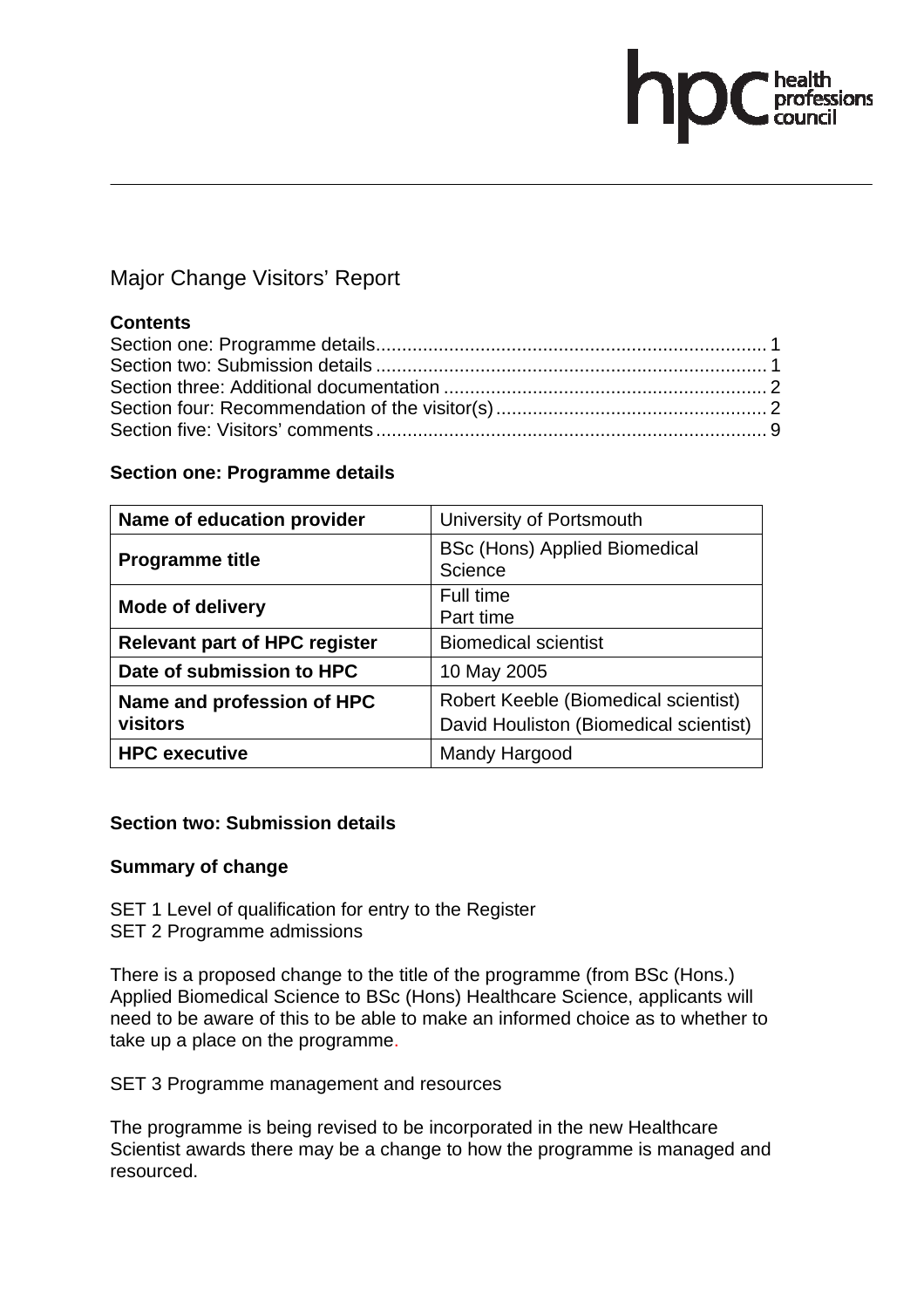# Major Change Visitors' Report

**Contents**

Section one: Programme details ........................................................................ 1
Section two: Submission details ........................................................................ 1
Section three: Additional documentation ........................................................... 2
Section four: Recommendation of the visitor(s) .................................................. 2
Section five: Visitors' comments ........................................................................ 9

## Section one: Programme details

| Name of education provider | University of Portsmouth |
|---|---|
| **Programme title** | BSc (Hons) Applied Biomedical Science |
| **Mode of delivery** | Full time<br>Part time |
| **Relevant part of HPC register** | Biomedical scientist |
| **Date of submission to HPC** | 10 May 2005 |
| **Name and profession of HPC visitors** | Robert Keeble (Biomedical scientist)<br>David Houliston (Biomedical scientist) |
| **HPC executive** | Mandy Hargood |

## Section two: Submission details

### Summary of change

SET 1 Level of qualification for entry to the Register
SET 2 Programme admissions

There is a proposed change to the title of the programme (from BSc (Hons.) Applied Biomedical Science to BSc (Hons) Healthcare Science, applicants will need to be aware of this to be able to make an informed choice as to whether to take up a place on the programme.

SET 3 Programme management and resources

The programme is being revised to be incorporated in the new Healthcare Scientist awards there may be a change to how the programme is managed and resourced.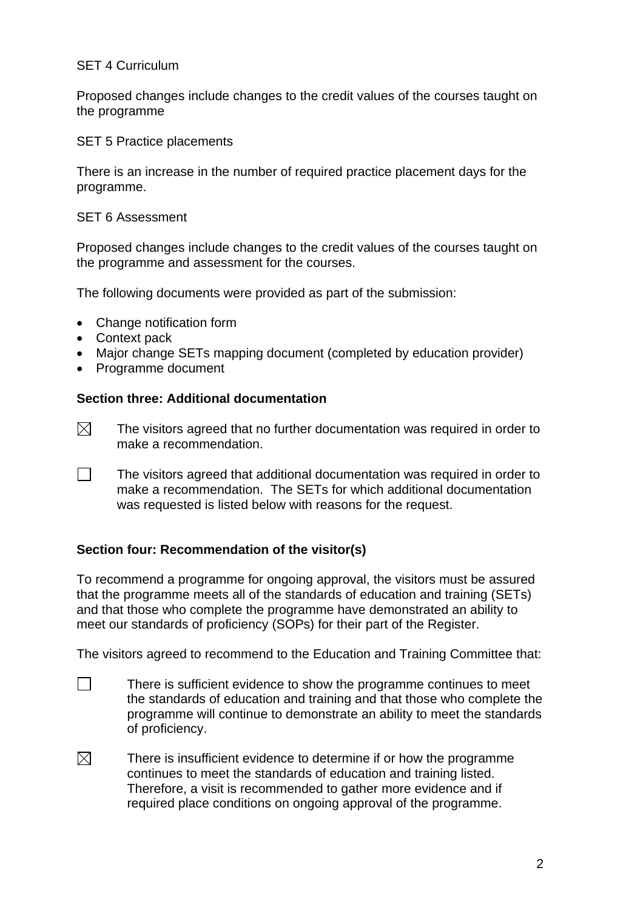SET 4 Curriculum

Proposed changes include changes to the credit values of the courses taught on the programme

SET 5 Practice placements

There is an increase in the number of required practice placement days for the programme.

SET 6 Assessment

Proposed changes include changes to the credit values of the courses taught on the programme and assessment for the courses.

The following documents were provided as part of the submission:

- Change notification form
- Context pack
- Major change SETs mapping document (completed by education provider)
- Programme document

**Section three: Additional documentation**

☒ The visitors agreed that no further documentation was required in order to make a recommendation.

☐ The visitors agreed that additional documentation was required in order to make a recommendation. The SETs for which additional documentation was requested is listed below with reasons for the request.

**Section four: Recommendation of the visitor(s)**

To recommend a programme for ongoing approval, the visitors must be assured that the programme meets all of the standards of education and training (SETs) and that those who complete the programme have demonstrated an ability to meet our standards of proficiency (SOPs) for their part of the Register.

The visitors agreed to recommend to the Education and Training Committee that:

☐ There is sufficient evidence to show the programme continues to meet the standards of education and training and that those who complete the programme will continue to demonstrate an ability to meet the standards of proficiency.

☒ There is insufficient evidence to determine if or how the programme continues to meet the standards of education and training listed. Therefore, a visit is recommended to gather more evidence and if required place conditions on ongoing approval of the programme.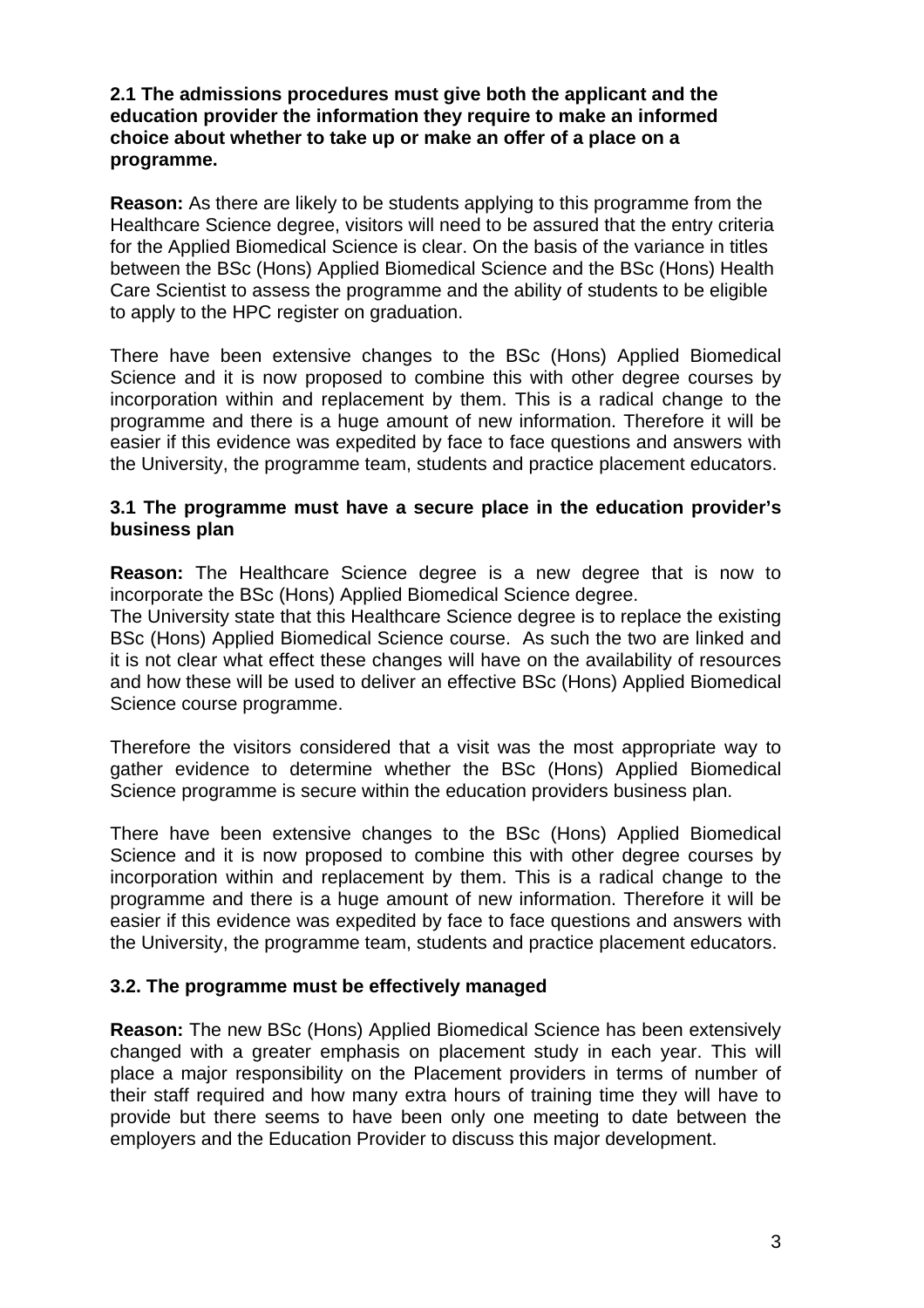**2.1 The admissions procedures must give both the applicant and the education provider the information they require to make an informed choice about whether to take up or make an offer of a place on a programme.**

**Reason:** As there are likely to be students applying to this programme from the Healthcare Science degree, visitors will need to be assured that the entry criteria for the Applied Biomedical Science is clear. On the basis of the variance in titles between the BSc (Hons) Applied Biomedical Science and the BSc (Hons) Health Care Scientist to assess the programme and the ability of students to be eligible to apply to the HPC register on graduation.

There have been extensive changes to the BSc (Hons) Applied Biomedical Science and it is now proposed to combine this with other degree courses by incorporation within and replacement by them. This is a radical change to the programme and there is a huge amount of new information. Therefore it will be easier if this evidence was expedited by face to face questions and answers with the University, the programme team, students and practice placement educators.

**3.1 The programme must have a secure place in the education provider's business plan**

**Reason:** The Healthcare Science degree is a new degree that is now to incorporate the BSc (Hons) Applied Biomedical Science degree.
The University state that this Healthcare Science degree is to replace the existing BSc (Hons) Applied Biomedical Science course. As such the two are linked and it is not clear what effect these changes will have on the availability of resources and how these will be used to deliver an effective BSc (Hons) Applied Biomedical Science course programme.

Therefore the visitors considered that a visit was the most appropriate way to gather evidence to determine whether the BSc (Hons) Applied Biomedical Science programme is secure within the education providers business plan.

There have been extensive changes to the BSc (Hons) Applied Biomedical Science and it is now proposed to combine this with other degree courses by incorporation within and replacement by them. This is a radical change to the programme and there is a huge amount of new information. Therefore it will be easier if this evidence was expedited by face to face questions and answers with the University, the programme team, students and practice placement educators.

**3.2. The programme must be effectively managed**

**Reason:** The new BSc (Hons) Applied Biomedical Science has been extensively changed with a greater emphasis on placement study in each year. This will place a major responsibility on the Placement providers in terms of number of their staff required and how many extra hours of training time they will have to provide but there seems to have been only one meeting to date between the employers and the Education Provider to discuss this major development.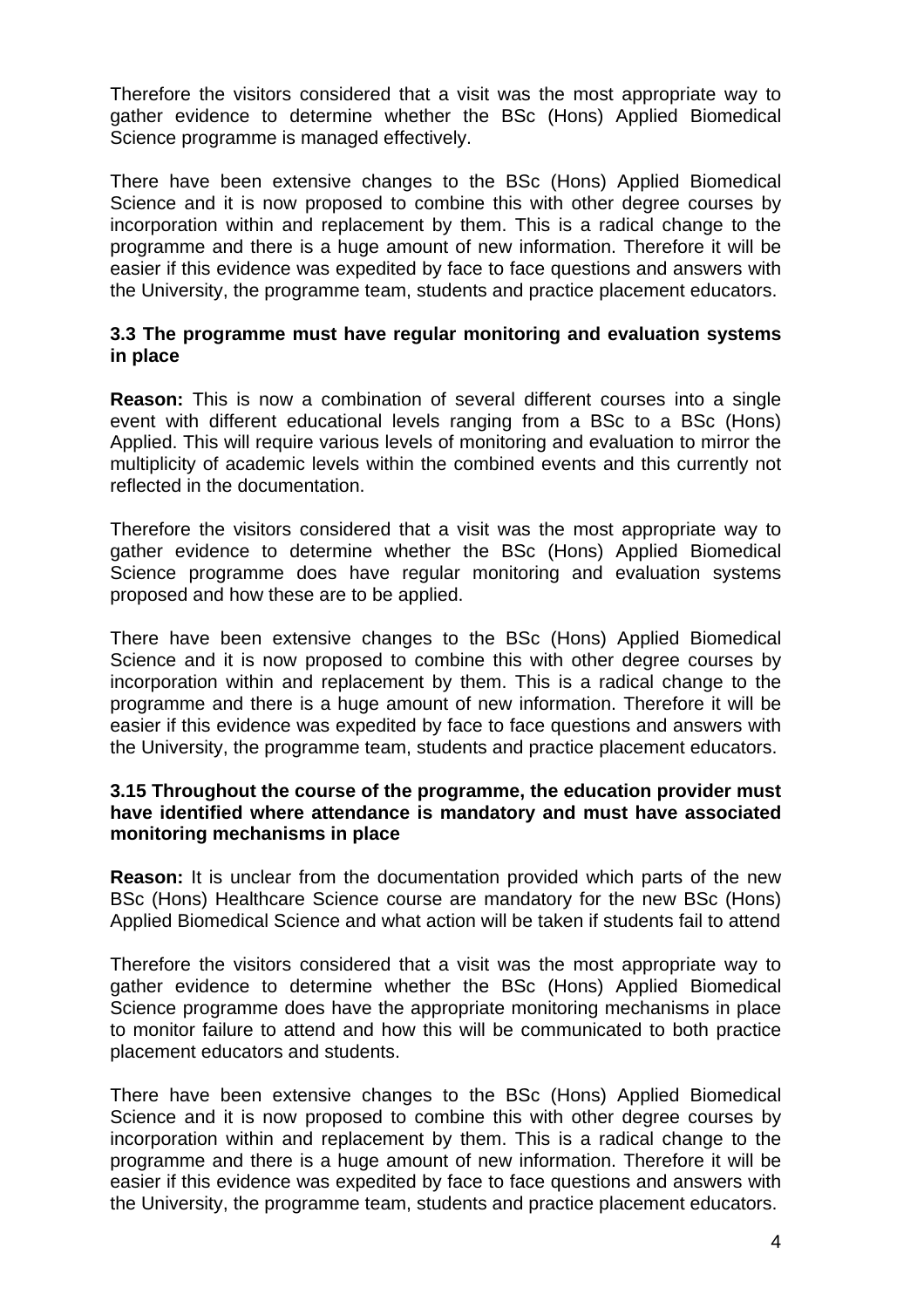Therefore the visitors considered that a visit was the most appropriate way to gather evidence to determine whether the BSc (Hons) Applied Biomedical Science programme is managed effectively.

There have been extensive changes to the BSc (Hons) Applied Biomedical Science and it is now proposed to combine this with other degree courses by incorporation within and replacement by them. This is a radical change to the programme and there is a huge amount of new information. Therefore it will be easier if this evidence was expedited by face to face questions and answers with the University, the programme team, students and practice placement educators.

**3.3 The programme must have regular monitoring and evaluation systems in place**

**Reason:** This is now a combination of several different courses into a single event with different educational levels ranging from a BSc to a BSc (Hons) Applied. This will require various levels of monitoring and evaluation to mirror the multiplicity of academic levels within the combined events and this currently not reflected in the documentation.

Therefore the visitors considered that a visit was the most appropriate way to gather evidence to determine whether the BSc (Hons) Applied Biomedical Science programme does have regular monitoring and evaluation systems proposed and how these are to be applied.

There have been extensive changes to the BSc (Hons) Applied Biomedical Science and it is now proposed to combine this with other degree courses by incorporation within and replacement by them. This is a radical change to the programme and there is a huge amount of new information. Therefore it will be easier if this evidence was expedited by face to face questions and answers with the University, the programme team, students and practice placement educators.

**3.15 Throughout the course of the programme, the education provider must have identified where attendance is mandatory and must have associated monitoring mechanisms in place**

**Reason:** It is unclear from the documentation provided which parts of the new BSc (Hons) Healthcare Science course are mandatory for the new BSc (Hons) Applied Biomedical Science and what action will be taken if students fail to attend

Therefore the visitors considered that a visit was the most appropriate way to gather evidence to determine whether the BSc (Hons) Applied Biomedical Science programme does have the appropriate monitoring mechanisms in place to monitor failure to attend and how this will be communicated to both practice placement educators and students.

There have been extensive changes to the BSc (Hons) Applied Biomedical Science and it is now proposed to combine this with other degree courses by incorporation within and replacement by them. This is a radical change to the programme and there is a huge amount of new information. Therefore it will be easier if this evidence was expedited by face to face questions and answers with the University, the programme team, students and practice placement educators.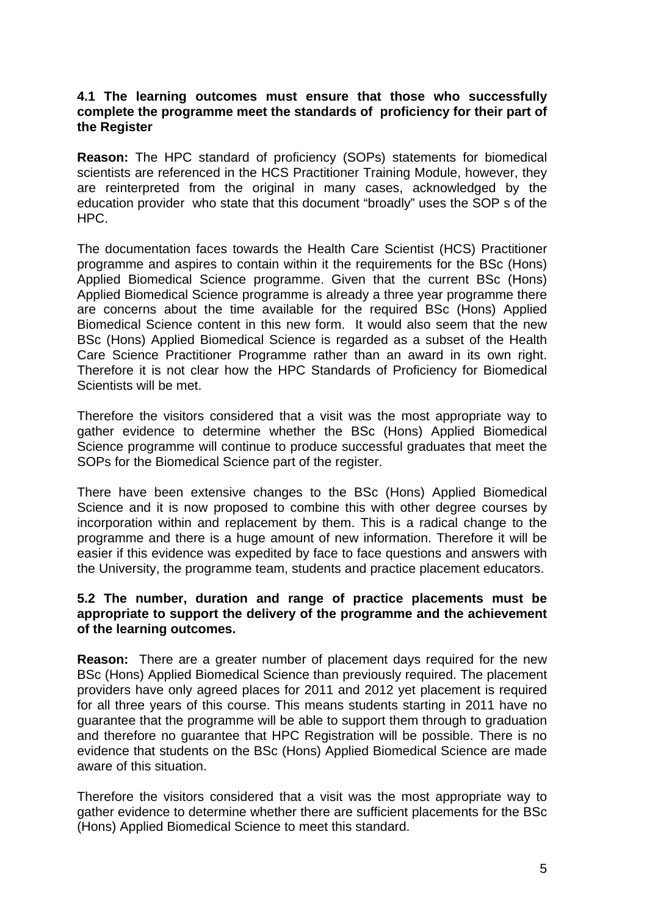**4.1 The learning outcomes must ensure that those who successfully complete the programme meet the standards of proficiency for their part of the Register**

**Reason:** The HPC standard of proficiency (SOPs) statements for biomedical scientists are referenced in the HCS Practitioner Training Module, however, they are reinterpreted from the original in many cases, acknowledged by the education provider who state that this document "broadly" uses the SOP s of the HPC.

The documentation faces towards the Health Care Scientist (HCS) Practitioner programme and aspires to contain within it the requirements for the BSc (Hons) Applied Biomedical Science programme. Given that the current BSc (Hons) Applied Biomedical Science programme is already a three year programme there are concerns about the time available for the required BSc (Hons) Applied Biomedical Science content in this new form. It would also seem that the new BSc (Hons) Applied Biomedical Science is regarded as a subset of the Health Care Science Practitioner Programme rather than an award in its own right. Therefore it is not clear how the HPC Standards of Proficiency for Biomedical Scientists will be met.

Therefore the visitors considered that a visit was the most appropriate way to gather evidence to determine whether the BSc (Hons) Applied Biomedical Science programme will continue to produce successful graduates that meet the SOPs for the Biomedical Science part of the register.

There have been extensive changes to the BSc (Hons) Applied Biomedical Science and it is now proposed to combine this with other degree courses by incorporation within and replacement by them. This is a radical change to the programme and there is a huge amount of new information. Therefore it will be easier if this evidence was expedited by face to face questions and answers with the University, the programme team, students and practice placement educators.

**5.2 The number, duration and range of practice placements must be appropriate to support the delivery of the programme and the achievement of the learning outcomes.**

**Reason:** There are a greater number of placement days required for the new BSc (Hons) Applied Biomedical Science than previously required. The placement providers have only agreed places for 2011 and 2012 yet placement is required for all three years of this course. This means students starting in 2011 have no guarantee that the programme will be able to support them through to graduation and therefore no guarantee that HPC Registration will be possible. There is no evidence that students on the BSc (Hons) Applied Biomedical Science are made aware of this situation.

Therefore the visitors considered that a visit was the most appropriate way to gather evidence to determine whether there are sufficient placements for the BSc (Hons) Applied Biomedical Science to meet this standard.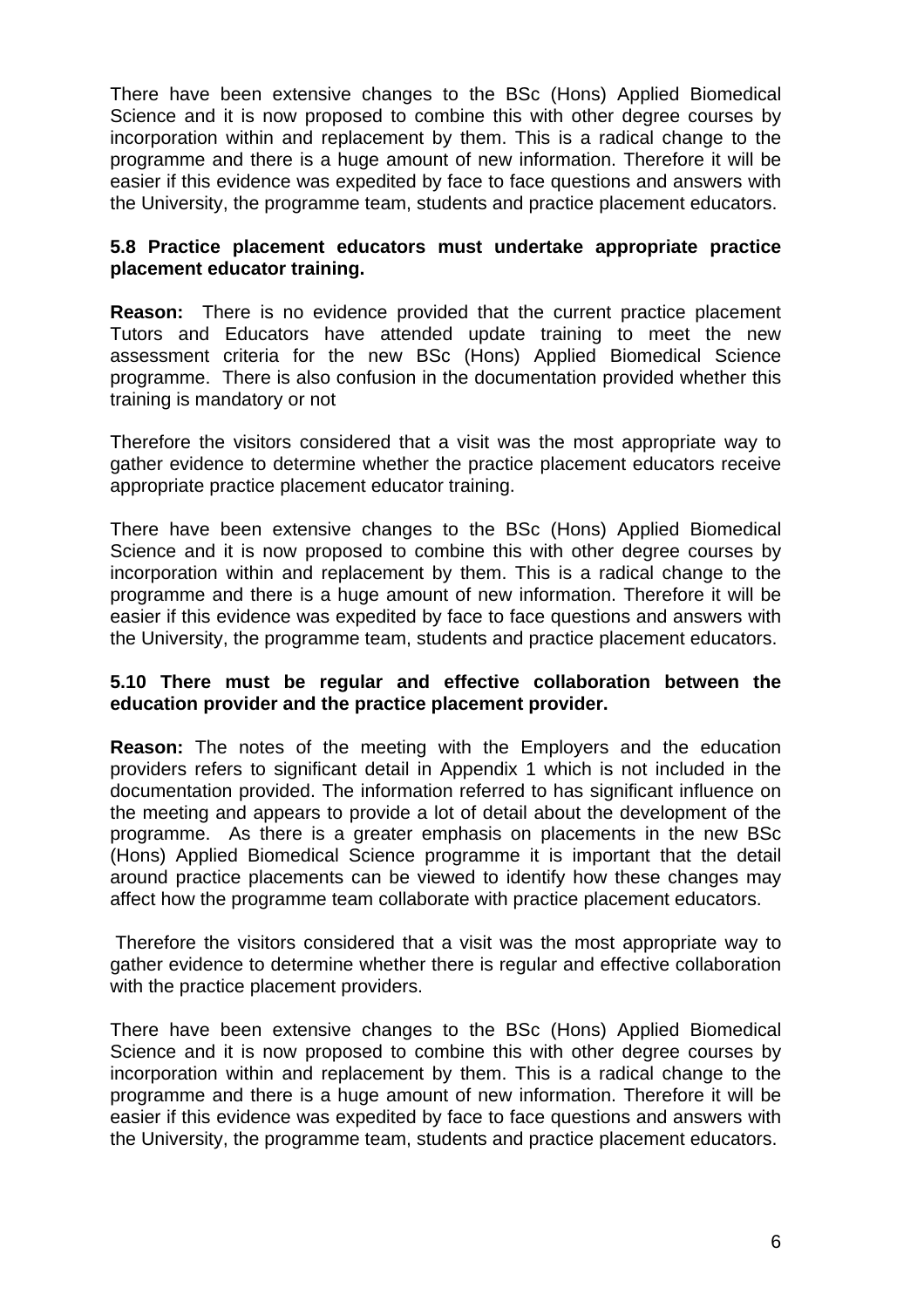There have been extensive changes to the BSc (Hons) Applied Biomedical Science and it is now proposed to combine this with other degree courses by incorporation within and replacement by them. This is a radical change to the programme and there is a huge amount of new information. Therefore it will be easier if this evidence was expedited by face to face questions and answers with the University, the programme team, students and practice placement educators.

**5.8 Practice placement educators must undertake appropriate practice placement educator training.**

**Reason:** There is no evidence provided that the current practice placement Tutors and Educators have attended update training to meet the new assessment criteria for the new BSc (Hons) Applied Biomedical Science programme. There is also confusion in the documentation provided whether this training is mandatory or not

Therefore the visitors considered that a visit was the most appropriate way to gather evidence to determine whether the practice placement educators receive appropriate practice placement educator training.

There have been extensive changes to the BSc (Hons) Applied Biomedical Science and it is now proposed to combine this with other degree courses by incorporation within and replacement by them. This is a radical change to the programme and there is a huge amount of new information. Therefore it will be easier if this evidence was expedited by face to face questions and answers with the University, the programme team, students and practice placement educators.

**5.10 There must be regular and effective collaboration between the education provider and the practice placement provider.**

**Reason:** The notes of the meeting with the Employers and the education providers refers to significant detail in Appendix 1 which is not included in the documentation provided. The information referred to has significant influence on the meeting and appears to provide a lot of detail about the development of the programme. As there is a greater emphasis on placements in the new BSc (Hons) Applied Biomedical Science programme it is important that the detail around practice placements can be viewed to identify how these changes may affect how the programme team collaborate with practice placement educators.

Therefore the visitors considered that a visit was the most appropriate way to gather evidence to determine whether there is regular and effective collaboration with the practice placement providers.

There have been extensive changes to the BSc (Hons) Applied Biomedical Science and it is now proposed to combine this with other degree courses by incorporation within and replacement by them. This is a radical change to the programme and there is a huge amount of new information. Therefore it will be easier if this evidence was expedited by face to face questions and answers with the University, the programme team, students and practice placement educators.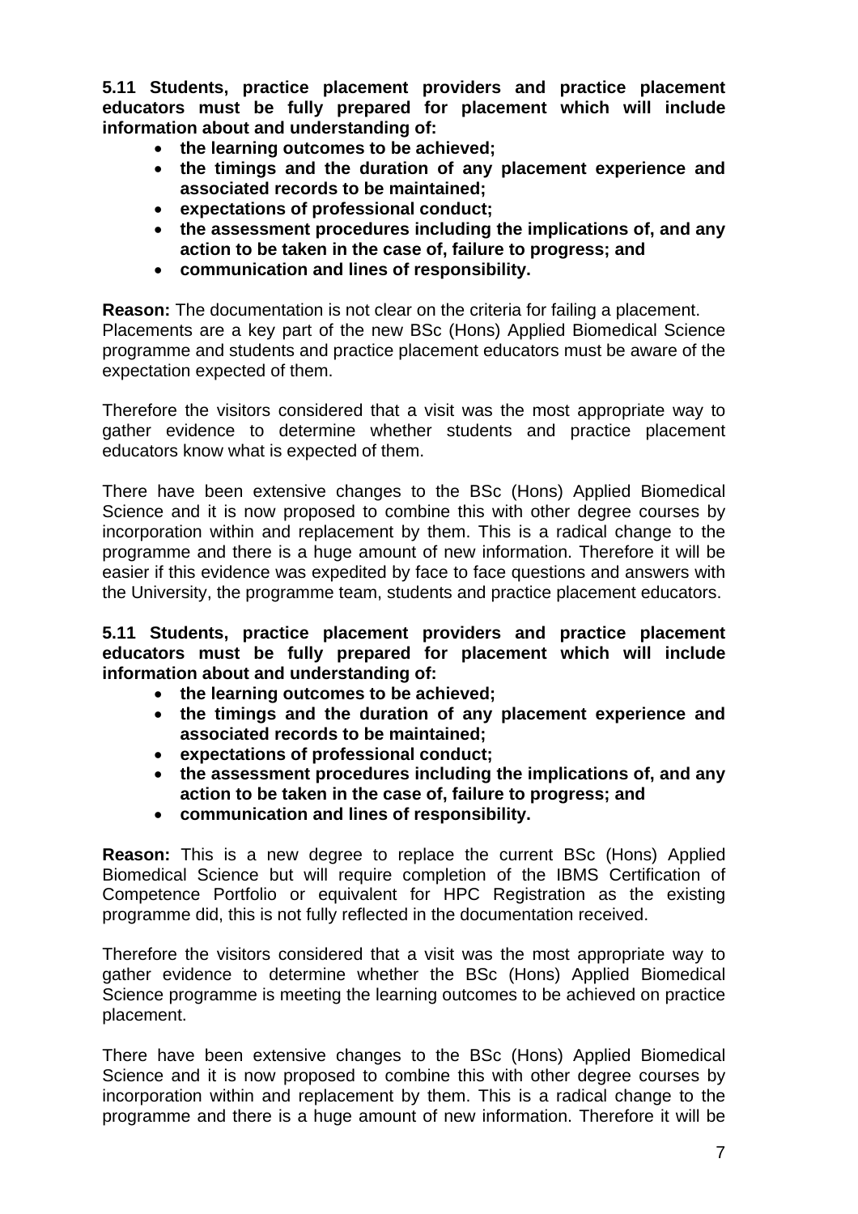**5.11 Students, practice placement providers and practice placement educators must be fully prepared for placement which will include information about and understanding of:**

- **the learning outcomes to be achieved;**
- **the timings and the duration of any placement experience and associated records to be maintained;**
- **expectations of professional conduct;**
- **the assessment procedures including the implications of, and any action to be taken in the case of, failure to progress; and**
- **communication and lines of responsibility.**

**Reason:** The documentation is not clear on the criteria for failing a placement. Placements are a key part of the new BSc (Hons) Applied Biomedical Science programme and students and practice placement educators must be aware of the expectation expected of them.

Therefore the visitors considered that a visit was the most appropriate way to gather evidence to determine whether students and practice placement educators know what is expected of them.

There have been extensive changes to the BSc (Hons) Applied Biomedical Science and it is now proposed to combine this with other degree courses by incorporation within and replacement by them. This is a radical change to the programme and there is a huge amount of new information. Therefore it will be easier if this evidence was expedited by face to face questions and answers with the University, the programme team, students and practice placement educators.

**5.11 Students, practice placement providers and practice placement educators must be fully prepared for placement which will include information about and understanding of:**

- **the learning outcomes to be achieved;**
- **the timings and the duration of any placement experience and associated records to be maintained;**
- **expectations of professional conduct;**
- **the assessment procedures including the implications of, and any action to be taken in the case of, failure to progress; and**
- **communication and lines of responsibility.**

**Reason:** This is a new degree to replace the current BSc (Hons) Applied Biomedical Science but will require completion of the IBMS Certification of Competence Portfolio or equivalent for HPC Registration as the existing programme did, this is not fully reflected in the documentation received.

Therefore the visitors considered that a visit was the most appropriate way to gather evidence to determine whether the BSc (Hons) Applied Biomedical Science programme is meeting the learning outcomes to be achieved on practice placement.

There have been extensive changes to the BSc (Hons) Applied Biomedical Science and it is now proposed to combine this with other degree courses by incorporation within and replacement by them. This is a radical change to the programme and there is a huge amount of new information. Therefore it will be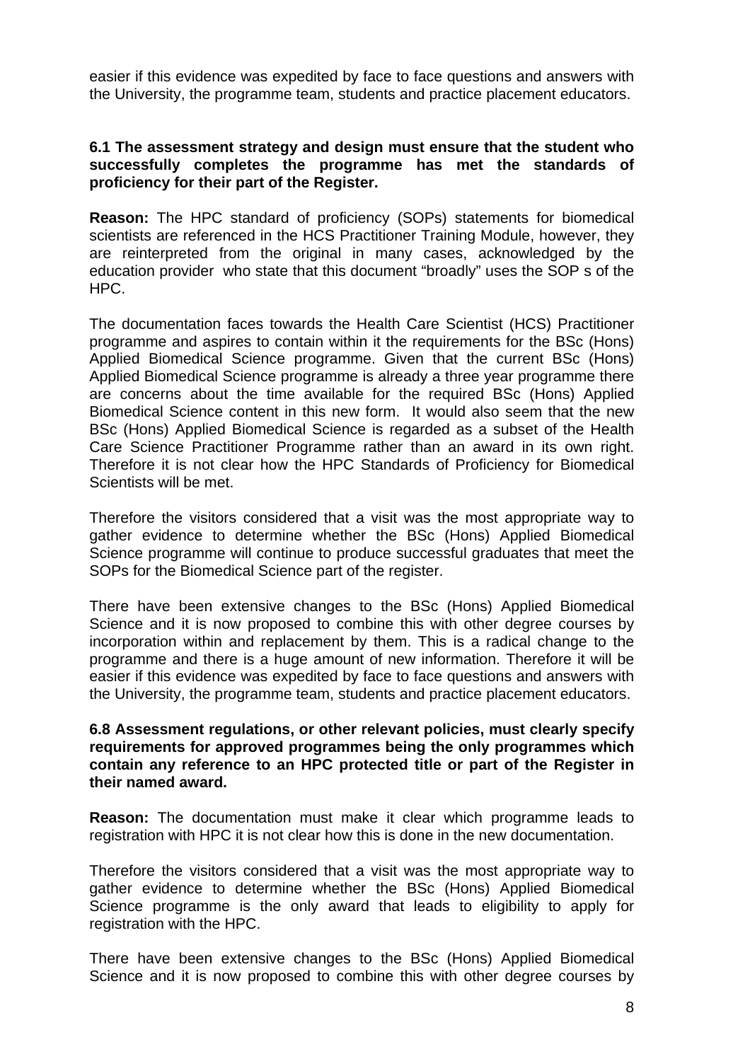easier if this evidence was expedited by face to face questions and answers with the University, the programme team, students and practice placement educators.

**6.1 The assessment strategy and design must ensure that the student who successfully completes the programme has met the standards of proficiency for their part of the Register.**

**Reason:** The HPC standard of proficiency (SOPs) statements for biomedical scientists are referenced in the HCS Practitioner Training Module, however, they are reinterpreted from the original in many cases, acknowledged by the education provider who state that this document "broadly" uses the SOP s of the HPC.

The documentation faces towards the Health Care Scientist (HCS) Practitioner programme and aspires to contain within it the requirements for the BSc (Hons) Applied Biomedical Science programme. Given that the current BSc (Hons) Applied Biomedical Science programme is already a three year programme there are concerns about the time available for the required BSc (Hons) Applied Biomedical Science content in this new form. It would also seem that the new BSc (Hons) Applied Biomedical Science is regarded as a subset of the Health Care Science Practitioner Programme rather than an award in its own right. Therefore it is not clear how the HPC Standards of Proficiency for Biomedical Scientists will be met.

Therefore the visitors considered that a visit was the most appropriate way to gather evidence to determine whether the BSc (Hons) Applied Biomedical Science programme will continue to produce successful graduates that meet the SOPs for the Biomedical Science part of the register.

There have been extensive changes to the BSc (Hons) Applied Biomedical Science and it is now proposed to combine this with other degree courses by incorporation within and replacement by them. This is a radical change to the programme and there is a huge amount of new information. Therefore it will be easier if this evidence was expedited by face to face questions and answers with the University, the programme team, students and practice placement educators.

**6.8 Assessment regulations, or other relevant policies, must clearly specify requirements for approved programmes being the only programmes which contain any reference to an HPC protected title or part of the Register in their named award.**

**Reason:** The documentation must make it clear which programme leads to registration with HPC it is not clear how this is done in the new documentation.

Therefore the visitors considered that a visit was the most appropriate way to gather evidence to determine whether the BSc (Hons) Applied Biomedical Science programme is the only award that leads to eligibility to apply for registration with the HPC.

There have been extensive changes to the BSc (Hons) Applied Biomedical Science and it is now proposed to combine this with other degree courses by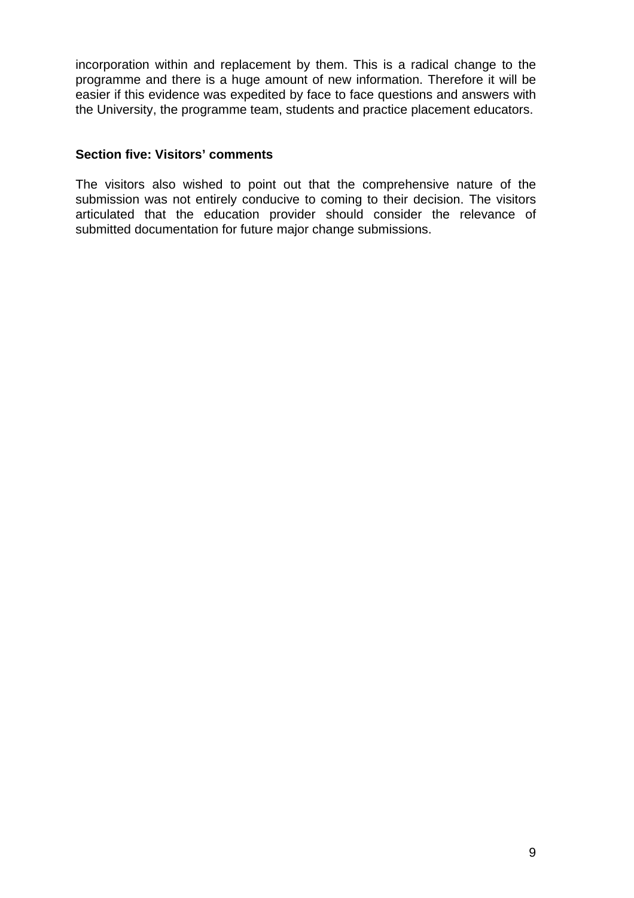incorporation within and replacement by them. This is a radical change to the programme and there is a huge amount of new information. Therefore it will be easier if this evidence was expedited by face to face questions and answers with the University, the programme team, students and practice placement educators.

## Section five: Visitors' comments

The visitors also wished to point out that the comprehensive nature of the submission was not entirely conducive to coming to their decision. The visitors articulated that the education provider should consider the relevance of submitted documentation for future major change submissions.